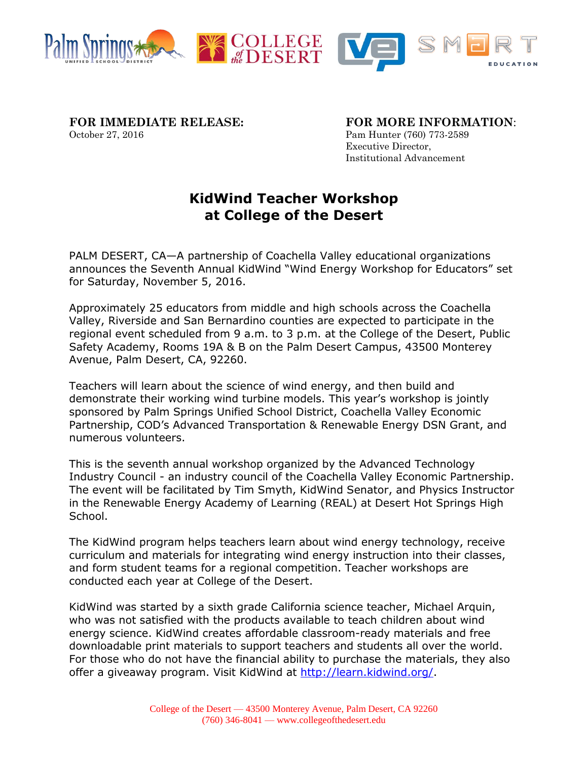**FOR IMMEDIATE RELEASE:**
October 27, 2016

**FOR MORE INFORMATION**:
Pam Hunter (760) 773-2589
Executive Director,
Institutional Advancement

# KidWind Teacher Workshop at College of the Desert

PALM DESERT, CA—A partnership of Coachella Valley educational organizations announces the Seventh Annual KidWind "Wind Energy Workshop for Educators" set for Saturday, November 5, 2016.

Approximately 25 educators from middle and high schools across the Coachella Valley, Riverside and San Bernardino counties are expected to participate in the regional event scheduled from 9 a.m. to 3 p.m. at the College of the Desert, Public Safety Academy, Rooms 19A & B on the Palm Desert Campus, 43500 Monterey Avenue, Palm Desert, CA, 92260.

Teachers will learn about the science of wind energy, and then build and demonstrate their working wind turbine models. This year's workshop is jointly sponsored by Palm Springs Unified School District, Coachella Valley Economic Partnership, COD's Advanced Transportation & Renewable Energy DSN Grant, and numerous volunteers.

This is the seventh annual workshop organized by the Advanced Technology Industry Council - an industry council of the Coachella Valley Economic Partnership. The event will be facilitated by Tim Smyth, KidWind Senator, and Physics Instructor in the Renewable Energy Academy of Learning (REAL) at Desert Hot Springs High School.

The KidWind program helps teachers learn about wind energy technology, receive curriculum and materials for integrating wind energy instruction into their classes, and form student teams for a regional competition. Teacher workshops are conducted each year at College of the Desert.

KidWind was started by a sixth grade California science teacher, Michael Arquin, who was not satisfied with the products available to teach children about wind energy science. KidWind creates affordable classroom-ready materials and free downloadable print materials to support teachers and students all over the world. For those who do not have the financial ability to purchase the materials, they also offer a giveaway program. Visit KidWind at http://learn.kidwind.org/.

College of the Desert — 43500 Monterey Avenue, Palm Desert, CA 92260
(760) 346-8041 — www.collegeofthedesert.edu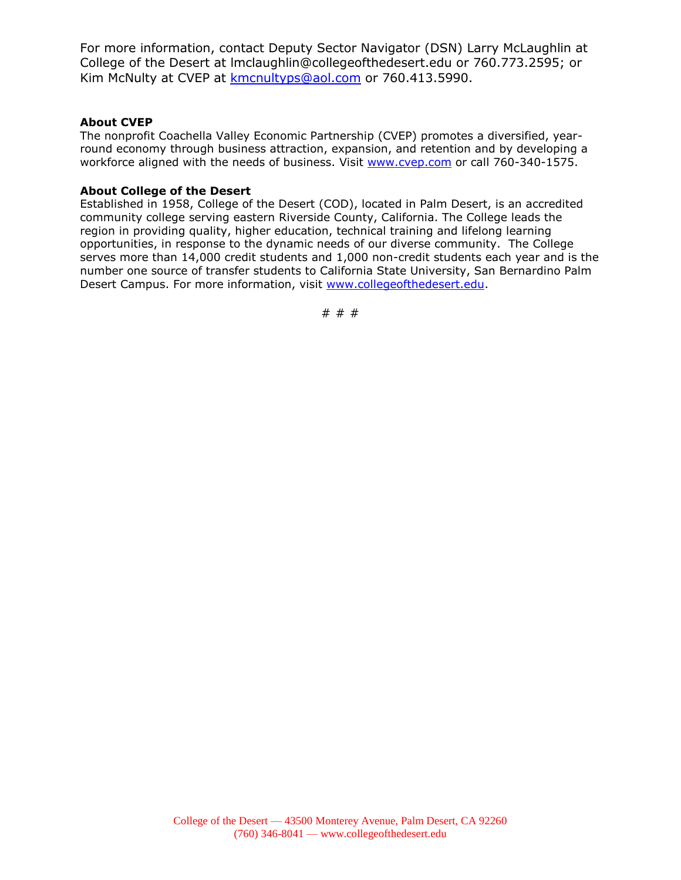For more information, contact Deputy Sector Navigator (DSN) Larry McLaughlin at College of the Desert at lmclaughlin@collegeofthedesert.edu or 760.773.2595; or Kim McNulty at CVEP at kmcnultyps@aol.com or 760.413.5990.

**About CVEP**

The nonprofit Coachella Valley Economic Partnership (CVEP) promotes a diversified, year-round economy through business attraction, expansion, and retention and by developing a workforce aligned with the needs of business. Visit www.cvep.com or call 760-340-1575.

**About College of the Desert**

Established in 1958, College of the Desert (COD), located in Palm Desert, is an accredited community college serving eastern Riverside County, California. The College leads the region in providing quality, higher education, technical training and lifelong learning opportunities, in response to the dynamic needs of our diverse community. The College serves more than 14,000 credit students and 1,000 non-credit students each year and is the number one source of transfer students to California State University, San Bernardino Palm Desert Campus. For more information, visit www.collegeofthedesert.edu.

# # #